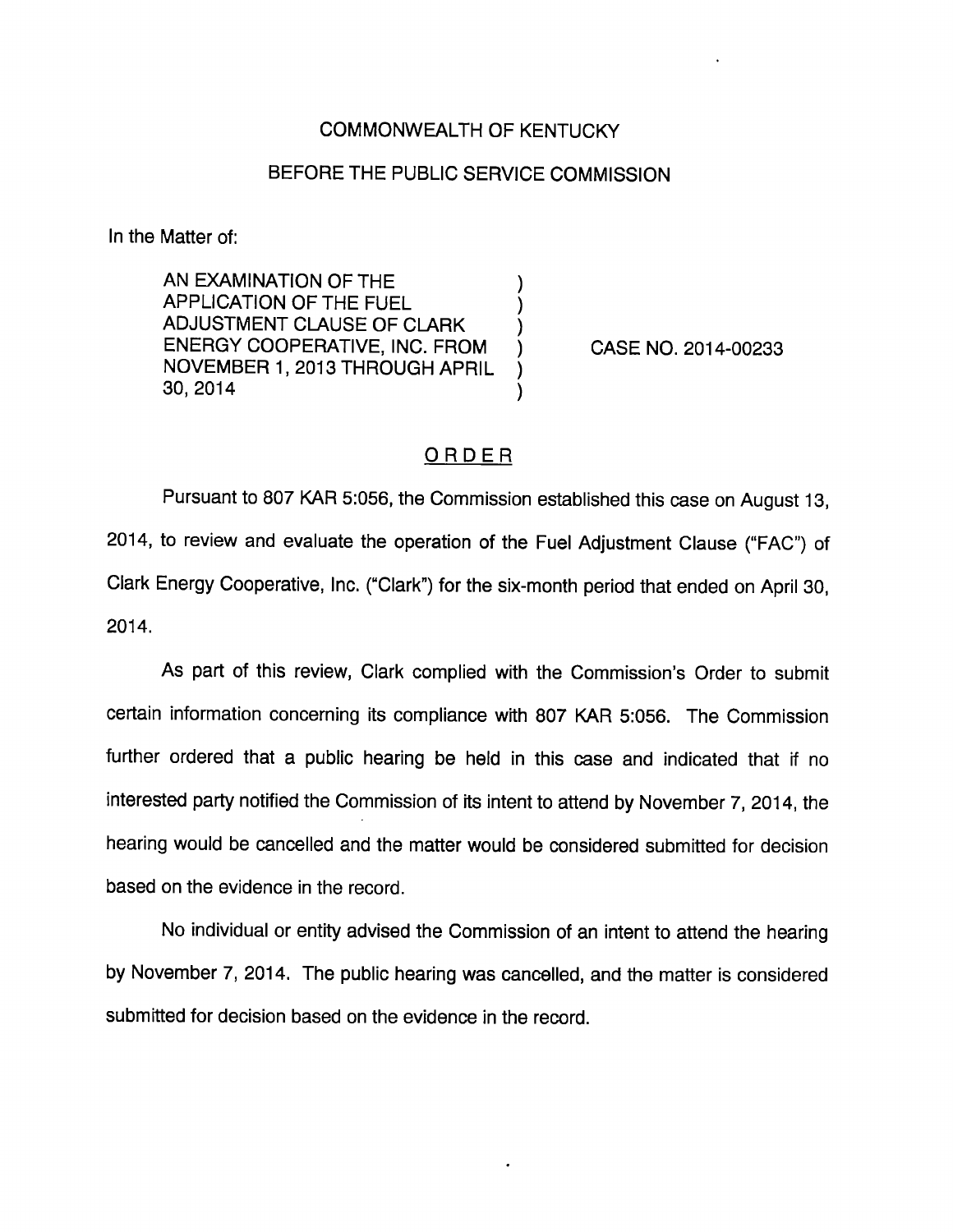COMMONWEALTH OF KENTUCKY

BEFORE THE PUBLIC SERVICE COMMISSION

In the Matter of:

| | | |
|---|---|---|
| AN EXAMINATION OF THE APPLICATION OF THE FUEL ADJUSTMENT CLAUSE OF CLARK ENERGY COOPERATIVE, INC. FROM NOVEMBER 1, 2013 THROUGH APRIL 30, 2014 | ) | CASE NO. 2014-00233 |

## ORDER

Pursuant to 807 KAR 5:056, the Commission established this case on August 13, 2014, to review and evaluate the operation of the Fuel Adjustment Clause ("FAC") of Clark Energy Cooperative, Inc. ("Clark") for the six-month period that ended on April 30, 2014.

As part of this review, Clark complied with the Commission's Order to submit certain information concerning its compliance with 807 KAR 5:056. The Commission further ordered that a public hearing be held in this case and indicated that if no interested party notified the Commission of its intent to attend by November 7, 2014, the hearing would be cancelled and the matter would be considered submitted for decision based on the evidence in the record.

No individual or entity advised the Commission of an intent to attend the hearing by November 7, 2014. The public hearing was cancelled, and the matter is considered submitted for decision based on the evidence in the record.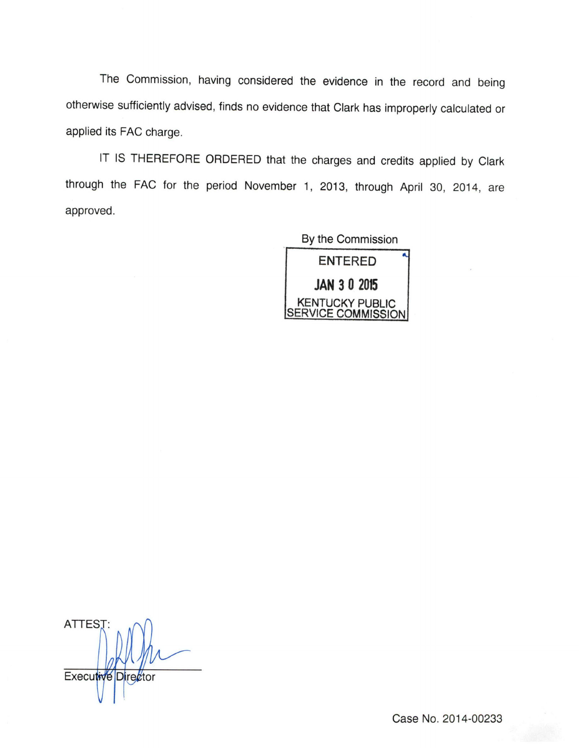The Commission, having considered the evidence in the record and being otherwise sufficiently advised, finds no evidence that Clark has improperly calculated or applied its FAC charge.

IT IS THEREFORE ORDERED that the charges and credits applied by Clark through the FAC for the period November 1, 2013, through April 30, 2014, are approved.

By the Commission

ENTERED

JAN 30 2015

KENTUCKY PUBLIC SERVICE COMMISSION

ATTEST:

Executive Director

Case No. 2014-00233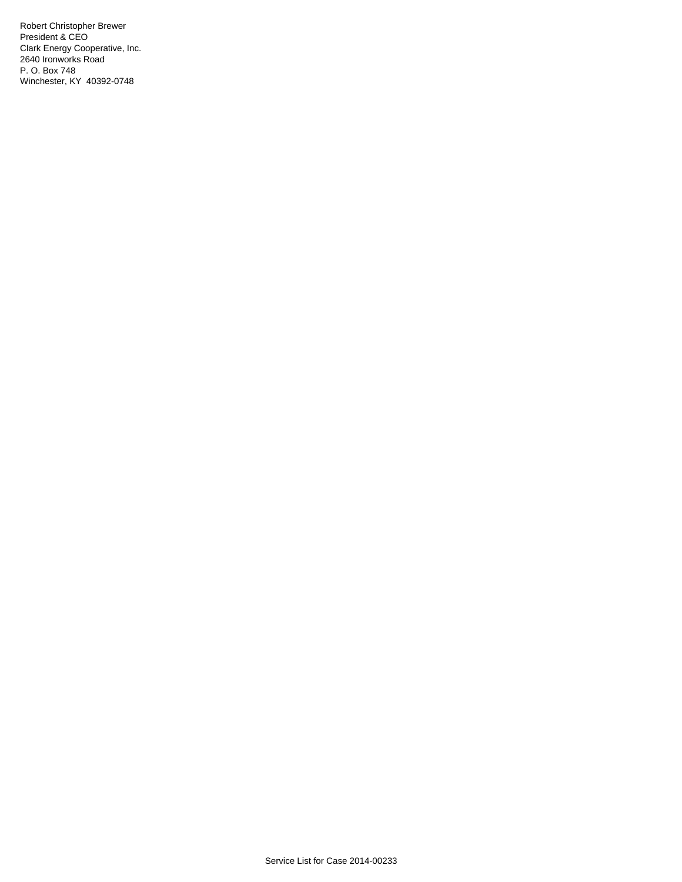Robert Christopher Brewer
President & CEO
Clark Energy Cooperative, Inc.
2640 Ironworks Road
P. O. Box 748
Winchester, KY 40392-0748